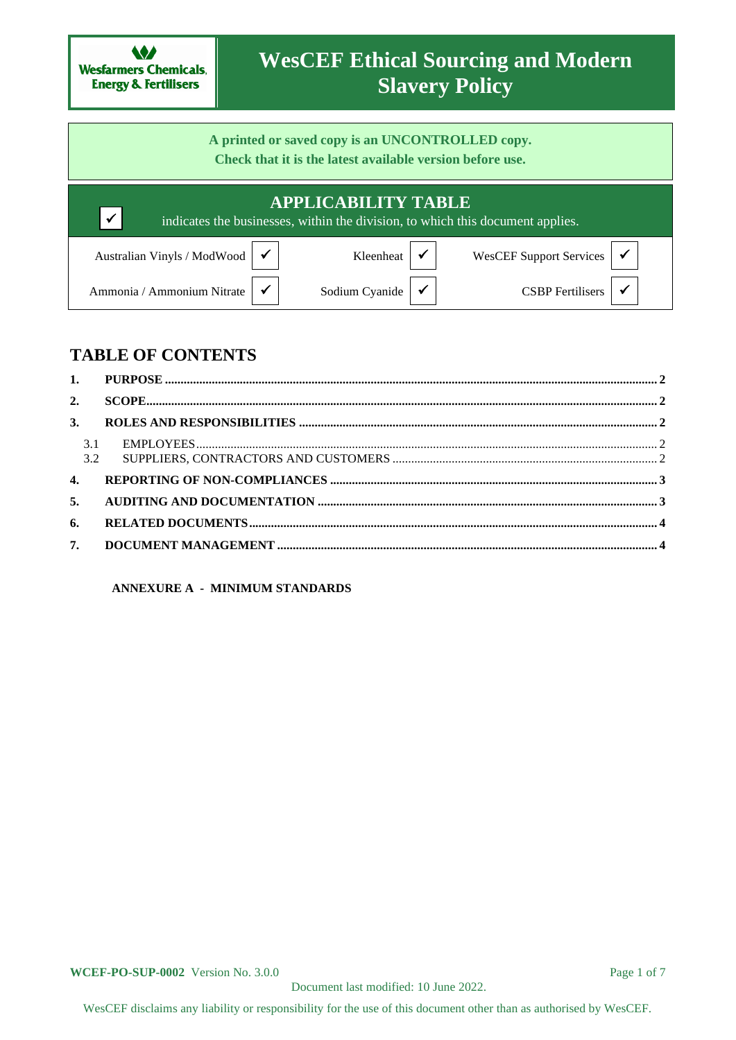# WesCEF Ethical Sourcing and Modern Slavery Policy

**A printed or saved copy is an UNCONTROLLED copy.**
**Check that it is the latest available version before use.**

## APPLICABILITY TABLE

✓ indicates the businesses, within the division, to which this document applies.

| Business | | Business | | Business | |
|---|---|---|---|---|---|
| Australian Vinyls / ModWood | ✓ | Kleenheat | ✓ | WesCEF Support Services | ✓ |
| Ammonia / Ammonium Nitrate | ✓ | Sodium Cyanide | ✓ | CSBP Fertilisers | ✓ |

## TABLE OF CONTENTS

1. **PURPOSE** ..... 2
2. **SCOPE** ..... 2
3. **ROLES AND RESPONSIBILITIES** ..... 2
   - 3.1 EMPLOYEES ..... 2
   - 3.2 SUPPLIERS, CONTRACTORS AND CUSTOMERS ..... 2
4. **REPORTING OF NON-COMPLIANCES** ..... 3
5. **AUDITING AND DOCUMENTATION** ..... 3
6. **RELATED DOCUMENTS** ..... 4
7. **DOCUMENT MANAGEMENT** ..... 4

**ANNEXURE A - MINIMUM STANDARDS**

**WCEF-PO-SUP-0002** Version No. 3.0.0

Document last modified: 10 June 2022.

WesCEF disclaims any liability or responsibility for the use of this document other than as authorised by WesCEF.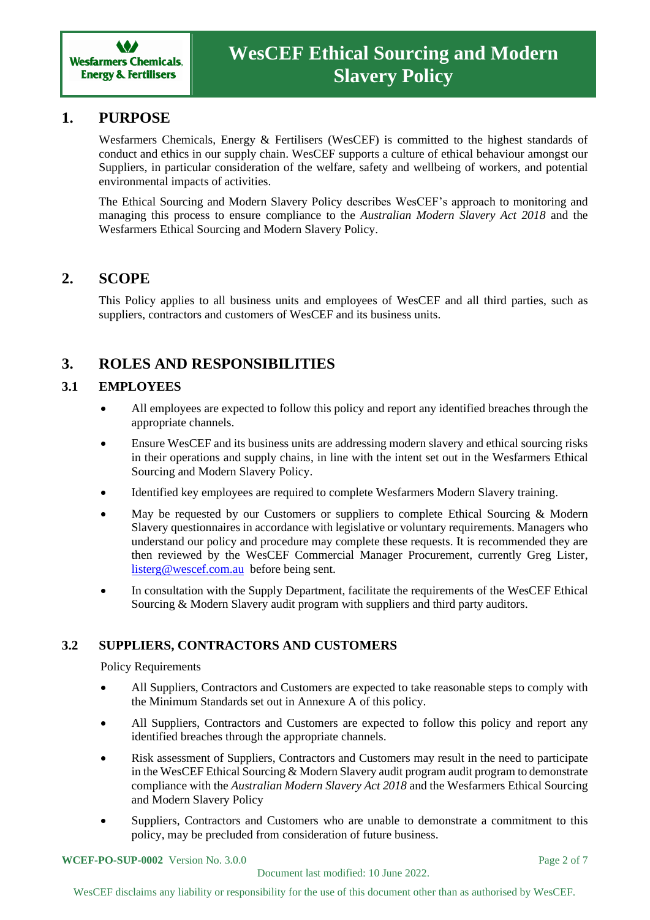# WesCEF Ethical Sourcing and Modern Slavery Policy

## 1. PURPOSE

Wesfarmers Chemicals, Energy & Fertilisers (WesCEF) is committed to the highest standards of conduct and ethics in our supply chain. WesCEF supports a culture of ethical behaviour amongst our Suppliers, in particular consideration of the welfare, safety and wellbeing of workers, and potential environmental impacts of activities.

The Ethical Sourcing and Modern Slavery Policy describes WesCEF's approach to monitoring and managing this process to ensure compliance to the *Australian Modern Slavery Act 2018* and the Wesfarmers Ethical Sourcing and Modern Slavery Policy.

## 2. SCOPE

This Policy applies to all business units and employees of WesCEF and all third parties, such as suppliers, contractors and customers of WesCEF and its business units.

## 3. ROLES AND RESPONSIBILITIES

### 3.1 EMPLOYEES

- All employees are expected to follow this policy and report any identified breaches through the appropriate channels.
- Ensure WesCEF and its business units are addressing modern slavery and ethical sourcing risks in their operations and supply chains, in line with the intent set out in the Wesfarmers Ethical Sourcing and Modern Slavery Policy.
- Identified key employees are required to complete Wesfarmers Modern Slavery training.
- May be requested by our Customers or suppliers to complete Ethical Sourcing & Modern Slavery questionnaires in accordance with legislative or voluntary requirements. Managers who understand our policy and procedure may complete these requests. It is recommended they are then reviewed by the WesCEF Commercial Manager Procurement, currently Greg Lister, listerg@wescef.com.au before being sent.
- In consultation with the Supply Department, facilitate the requirements of the WesCEF Ethical Sourcing & Modern Slavery audit program with suppliers and third party auditors.

### 3.2 SUPPLIERS, CONTRACTORS AND CUSTOMERS

Policy Requirements

- All Suppliers, Contractors and Customers are expected to take reasonable steps to comply with the Minimum Standards set out in Annexure A of this policy.
- All Suppliers, Contractors and Customers are expected to follow this policy and report any identified breaches through the appropriate channels.
- Risk assessment of Suppliers, Contractors and Customers may result in the need to participate in the WesCEF Ethical Sourcing & Modern Slavery audit program audit program to demonstrate compliance with the *Australian Modern Slavery Act 2018* and the Wesfarmers Ethical Sourcing and Modern Slavery Policy
- Suppliers, Contractors and Customers who are unable to demonstrate a commitment to this policy, may be precluded from consideration of future business.

**WCEF-PO-SUP-0002** Version No. 3.0.0

Document last modified: 10 June 2022.

WesCEF disclaims any liability or responsibility for the use of this document other than as authorised by WesCEF.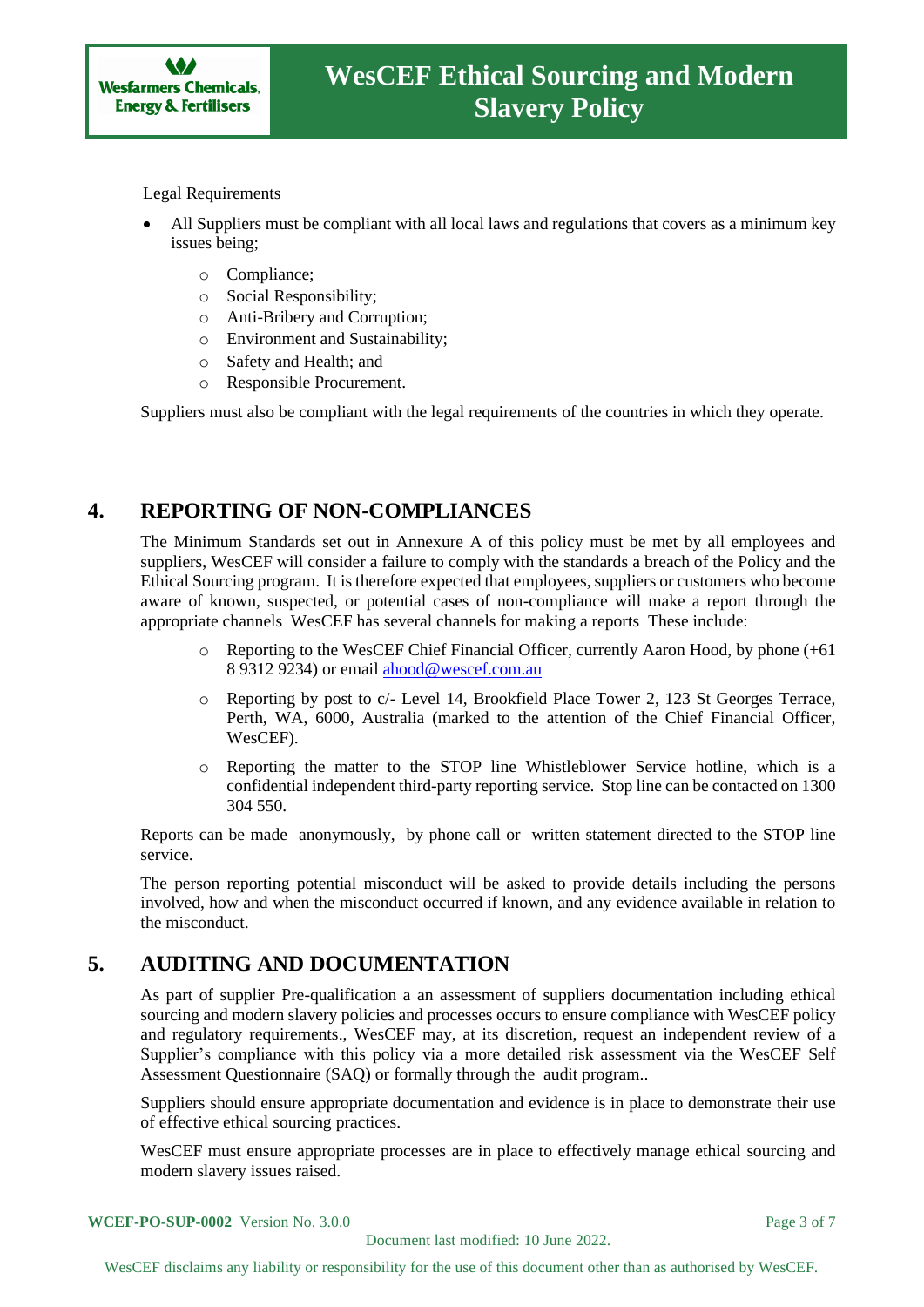Legal Requirements

- All Suppliers must be compliant with all local laws and regulations that covers as a minimum key issues being;
    - Compliance;
    - Social Responsibility;
    - Anti-Bribery and Corruption;
    - Environment and Sustainability;
    - Safety and Health; and
    - Responsible Procurement.

Suppliers must also be compliant with the legal requirements of the countries in which they operate.

## 4. REPORTING OF NON-COMPLIANCES

The Minimum Standards set out in Annexure A of this policy must be met by all employees and suppliers, WesCEF will consider a failure to comply with the standards a breach of the Policy and the Ethical Sourcing program. It is therefore expected that employees, suppliers or customers who become aware of known, suspected, or potential cases of non-compliance will make a report through the appropriate channels WesCEF has several channels for making a reports These include:

- Reporting to the WesCEF Chief Financial Officer, currently Aaron Hood, by phone (+61 8 9312 9234) or email ahood@wescef.com.au
- Reporting by post to c/- Level 14, Brookfield Place Tower 2, 123 St Georges Terrace, Perth, WA, 6000, Australia (marked to the attention of the Chief Financial Officer, WesCEF).
- Reporting the matter to the STOP line Whistleblower Service hotline, which is a confidential independent third-party reporting service. Stop line can be contacted on 1300 304 550.

Reports can be made anonymously, by phone call or written statement directed to the STOP line service.

The person reporting potential misconduct will be asked to provide details including the persons involved, how and when the misconduct occurred if known, and any evidence available in relation to the misconduct.

## 5. AUDITING AND DOCUMENTATION

As part of supplier Pre-qualification a an assessment of suppliers documentation including ethical sourcing and modern slavery policies and processes occurs to ensure compliance with WesCEF policy and regulatory requirements., WesCEF may, at its discretion, request an independent review of a Supplier's compliance with this policy via a more detailed risk assessment via the WesCEF Self Assessment Questionnaire (SAQ) or formally through the audit program..

Suppliers should ensure appropriate documentation and evidence is in place to demonstrate their use of effective ethical sourcing practices.

WesCEF must ensure appropriate processes are in place to effectively manage ethical sourcing and modern slavery issues raised.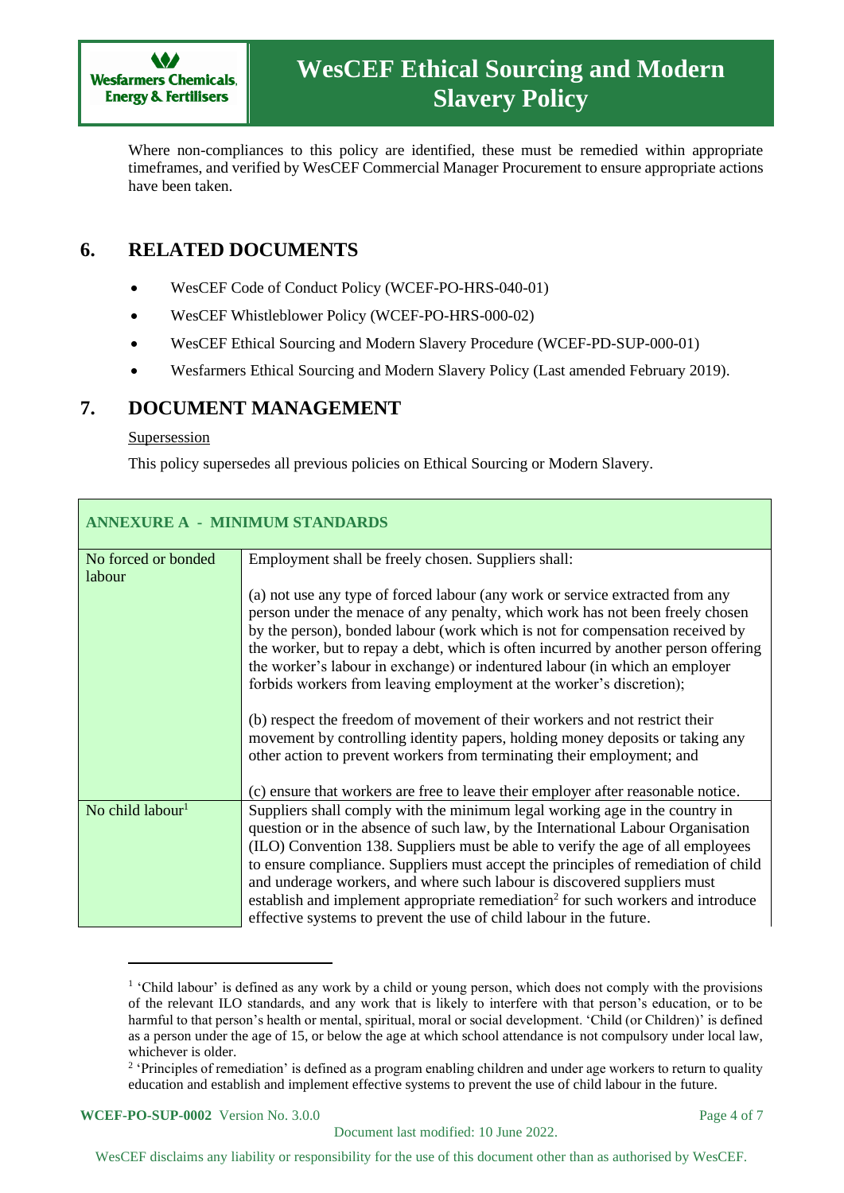Where non-compliances to this policy are identified, these must be remedied within appropriate timeframes, and verified by WesCEF Commercial Manager Procurement to ensure appropriate actions have been taken.

## 6. RELATED DOCUMENTS

- WesCEF Code of Conduct Policy (WCEF-PO-HRS-040-01)
- WesCEF Whistleblower Policy (WCEF-PO-HRS-000-02)
- WesCEF Ethical Sourcing and Modern Slavery Procedure (WCEF-PD-SUP-000-01)
- Wesfarmers Ethical Sourcing and Modern Slavery Policy (Last amended February 2019).

## 7. DOCUMENT MANAGEMENT

Supersession

This policy supersedes all previous policies on Ethical Sourcing or Modern Slavery.

| ANNEXURE A - MINIMUM STANDARDS | |
|---|---|
| No forced or bonded labour | Employment shall be freely chosen. Suppliers shall:<br><br>(a) not use any type of forced labour (any work or service extracted from any person under the menace of any penalty, which work has not been freely chosen by the person), bonded labour (work which is not for compensation received by the worker, but to repay a debt, which is often incurred by another person offering the worker's labour in exchange) or indentured labour (in which an employer forbids workers from leaving employment at the worker's discretion);<br><br>(b) respect the freedom of movement of their workers and not restrict their movement by controlling identity papers, holding money deposits or taking any other action to prevent workers from terminating their employment; and<br><br>(c) ensure that workers are free to leave their employer after reasonable notice. |
| No child labour[1] | Suppliers shall comply with the minimum legal working age in the country in question or in the absence of such law, by the International Labour Organisation (ILO) Convention 138. Suppliers must be able to verify the age of all employees to ensure compliance. Suppliers must accept the principles of remediation of child and underage workers, and where such labour is discovered suppliers must establish and implement appropriate remediation[2] for such workers and introduce effective systems to prevent the use of child labour in the future. |

[1] 'Child labour' is defined as any work by a child or young person, which does not comply with the provisions of the relevant ILO standards, and any work that is likely to interfere with that person's education, or to be harmful to that person's health or mental, spiritual, moral or social development. 'Child (or Children)' is defined as a person under the age of 15, or below the age at which school attendance is not compulsory under local law, whichever is older.

[2] 'Principles of remediation' is defined as a program enabling children and under age workers to return to quality education and establish and implement effective systems to prevent the use of child labour in the future.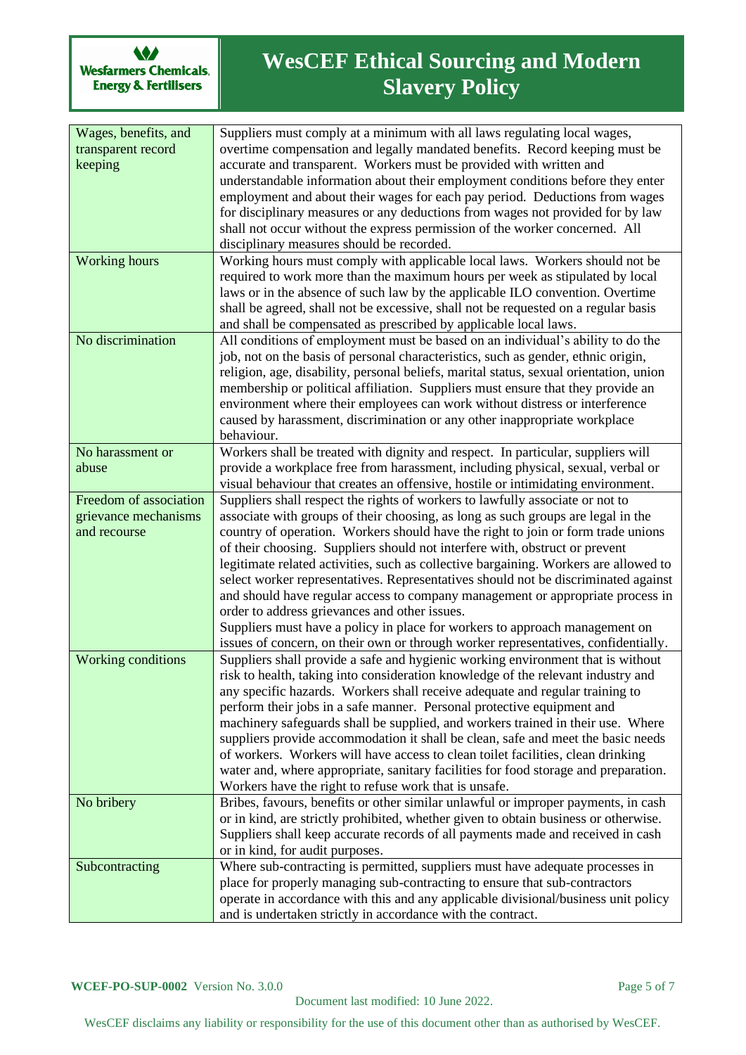| Wages, benefits, and transparent record keeping | Suppliers must comply at a minimum with all laws regulating local wages, overtime compensation and legally mandated benefits. Record keeping must be accurate and transparent. Workers must be provided with written and understandable information about their employment conditions before they enter employment and about their wages for each pay period. Deductions from wages for disciplinary measures or any deductions from wages not provided for by law shall not occur without the express permission of the worker concerned. All disciplinary measures should be recorded. |
|---|---|
| Working hours | Working hours must comply with applicable local laws. Workers should not be required to work more than the maximum hours per week as stipulated by local laws or in the absence of such law by the applicable ILO convention. Overtime shall be agreed, shall not be excessive, shall not be requested on a regular basis and shall be compensated as prescribed by applicable local laws. |
| No discrimination | All conditions of employment must be based on an individual's ability to do the job, not on the basis of personal characteristics, such as gender, ethnic origin, religion, age, disability, personal beliefs, marital status, sexual orientation, union membership or political affiliation. Suppliers must ensure that they provide an environment where their employees can work without distress or interference caused by harassment, discrimination or any other inappropriate workplace behaviour. |
| No harassment or abuse | Workers shall be treated with dignity and respect. In particular, suppliers will provide a workplace free from harassment, including physical, sexual, verbal or visual behaviour that creates an offensive, hostile or intimidating environment. |
| Freedom of association grievance mechanisms and recourse | Suppliers shall respect the rights of workers to lawfully associate or not to associate with groups of their choosing, as long as such groups are legal in the country of operation. Workers should have the right to join or form trade unions of their choosing. Suppliers should not interfere with, obstruct or prevent legitimate related activities, such as collective bargaining. Workers are allowed to select worker representatives. Representatives should not be discriminated against and should have regular access to company management or appropriate process in order to address grievances and other issues.<br>Suppliers must have a policy in place for workers to approach management on issues of concern, on their own or through worker representatives, confidentially. |
| Working conditions | Suppliers shall provide a safe and hygienic working environment that is without risk to health, taking into consideration knowledge of the relevant industry and any specific hazards. Workers shall receive adequate and regular training to perform their jobs in a safe manner. Personal protective equipment and machinery safeguards shall be supplied, and workers trained in their use. Where suppliers provide accommodation it shall be clean, safe and meet the basic needs of workers. Workers will have access to clean toilet facilities, clean drinking water and, where appropriate, sanitary facilities for food storage and preparation. Workers have the right to refuse work that is unsafe. |
| No bribery | Bribes, favours, benefits or other similar unlawful or improper payments, in cash or in kind, are strictly prohibited, whether given to obtain business or otherwise. Suppliers shall keep accurate records of all payments made and received in cash or in kind, for audit purposes. |
| Subcontracting | Where sub-contracting is permitted, suppliers must have adequate processes in place for properly managing sub-contracting to ensure that sub-contractors operate in accordance with this and any applicable divisional/business unit policy and is undertaken strictly in accordance with the contract. |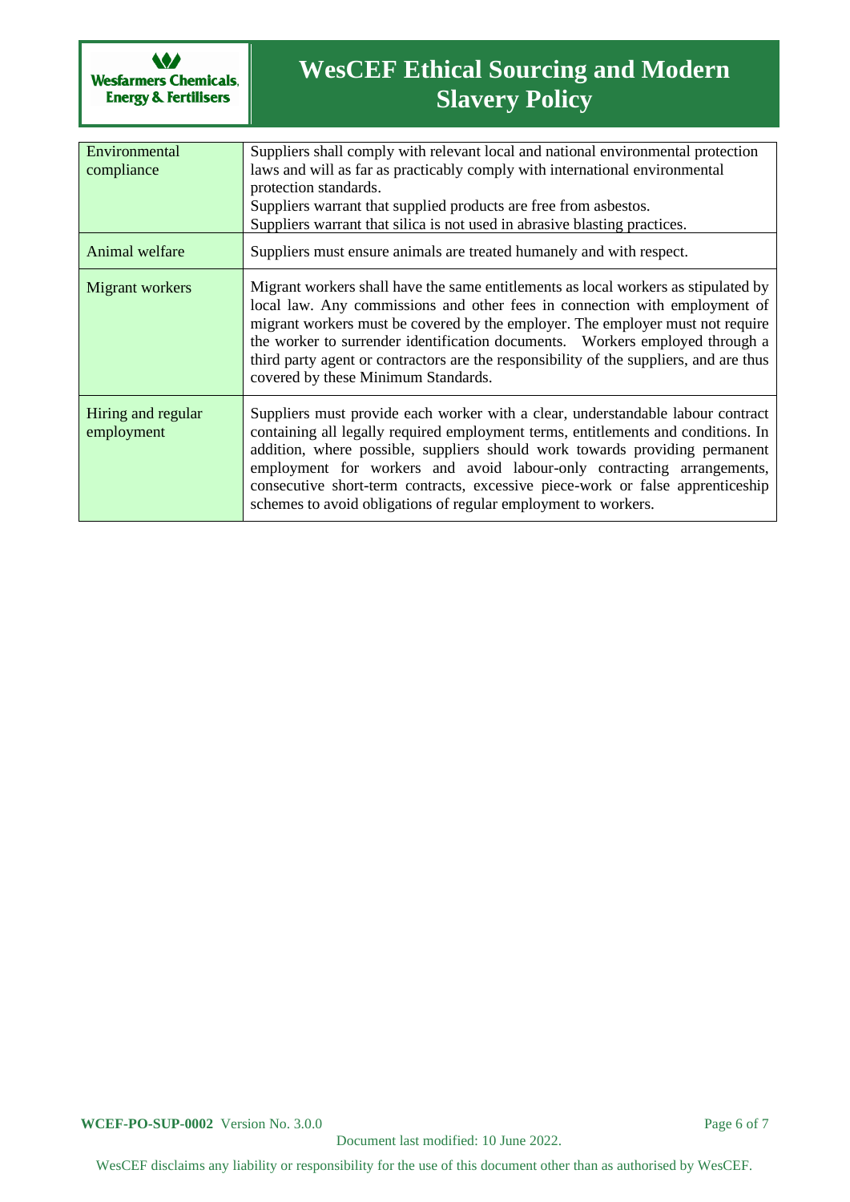| Environmental compliance | Suppliers shall comply with relevant local and national environmental protection laws and will as far as practicably comply with international environmental protection standards.<br>Suppliers warrant that supplied products are free from asbestos.<br>Suppliers warrant that silica is not used in abrasive blasting practices. |
|---|---|
| Animal welfare | Suppliers must ensure animals are treated humanely and with respect. |
| Migrant workers | Migrant workers shall have the same entitlements as local workers as stipulated by local law. Any commissions and other fees in connection with employment of migrant workers must be covered by the employer. The employer must not require the worker to surrender identification documents. Workers employed through a third party agent or contractors are the responsibility of the suppliers, and are thus covered by these Minimum Standards. |
| Hiring and regular employment | Suppliers must provide each worker with a clear, understandable labour contract containing all legally required employment terms, entitlements and conditions. In addition, where possible, suppliers should work towards providing permanent employment for workers and avoid labour-only contracting arrangements, consecutive short-term contracts, excessive piece-work or false apprenticeship schemes to avoid obligations of regular employment to workers. |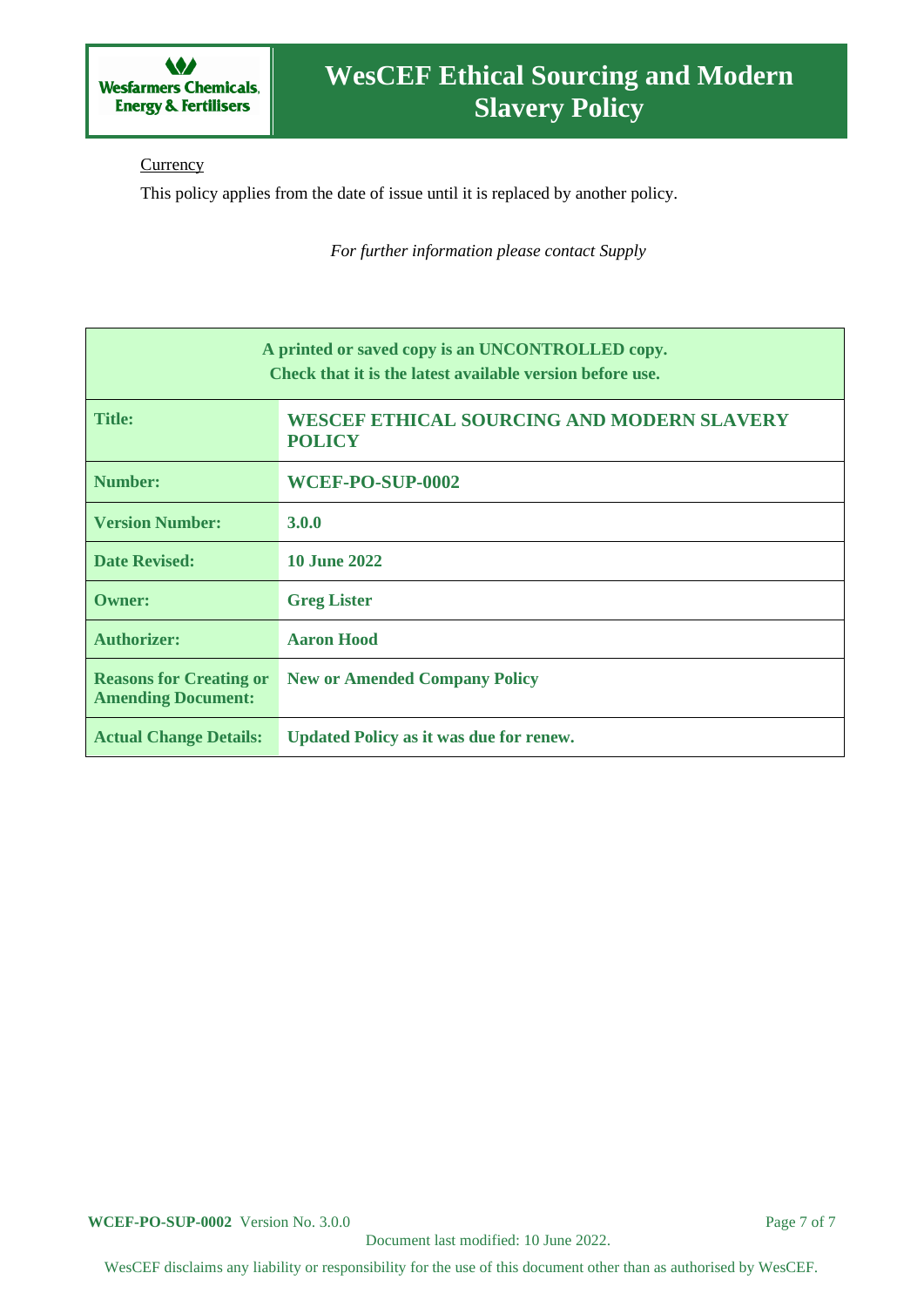Currency

This policy applies from the date of issue until it is replaced by another policy.

*For further information please contact Supply*

| | |
|---|---|
| **A printed or saved copy is an UNCONTROLLED copy. Check that it is the latest available version before use.** | |
| **Title:** | **WESCEF ETHICAL SOURCING AND MODERN SLAVERY POLICY** |
| **Number:** | **WCEF-PO-SUP-0002** |
| **Version Number:** | **3.0.0** |
| **Date Revised:** | **10 June 2022** |
| **Owner:** | **Greg Lister** |
| **Authorizer:** | **Aaron Hood** |
| **Reasons for Creating or Amending Document:** | **New or Amended Company Policy** |
| **Actual Change Details:** | **Updated Policy as it was due for renew.** |

Document last modified: 10 June 2022.

WesCEF disclaims any liability or responsibility for the use of this document other than as authorised by WesCEF.